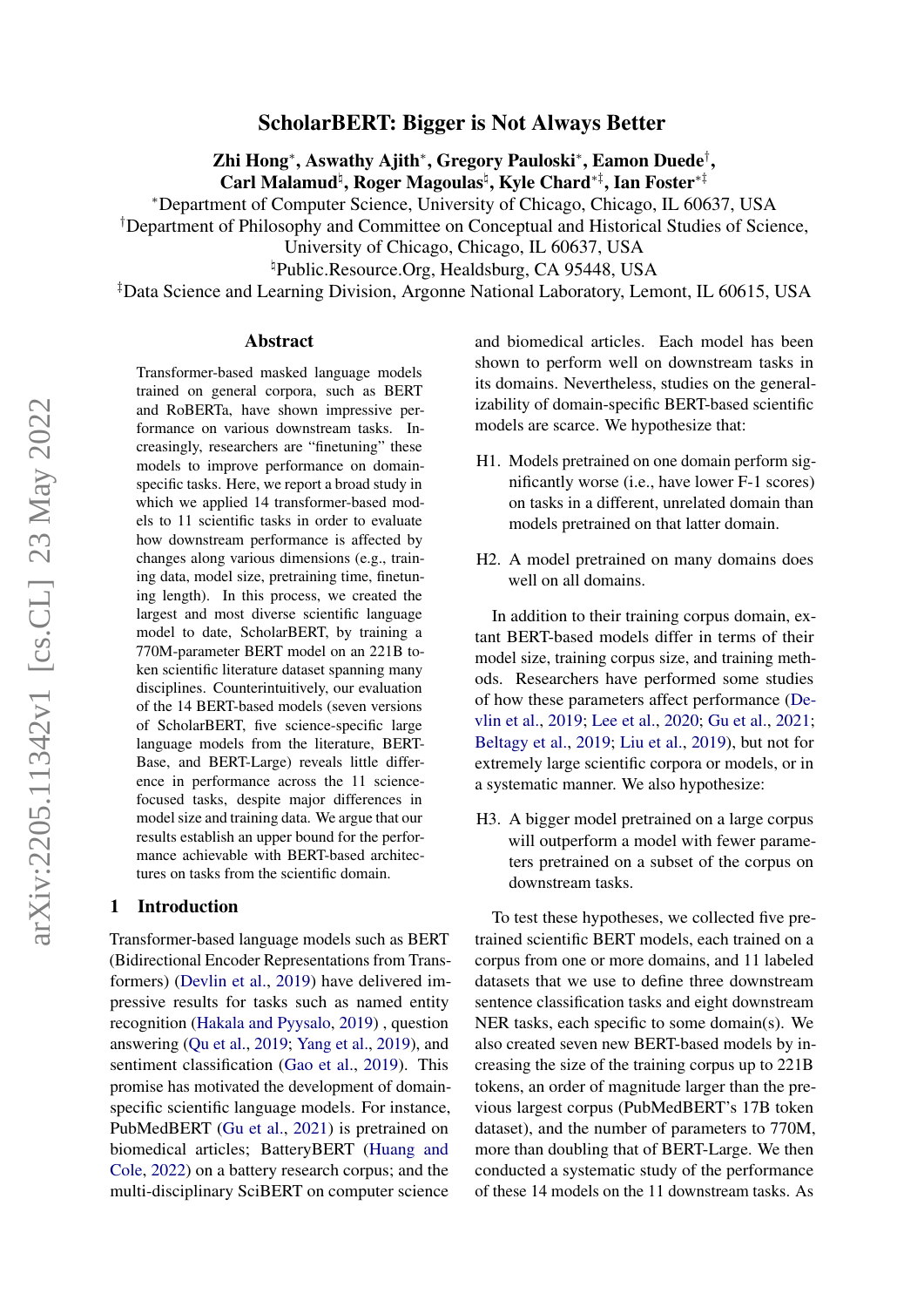# ScholarBERT: Bigger is Not Always Better

**Zhi Hong**[*], **Aswathy Ajith**[*], **Gregory Pauloski**[*], **Eamon Duede**[†], **Carl Malamud**[♮], **Roger Magoulas**[♮], **Kyle Chard**[*‡], **Ian Foster**[*‡]

[*]Department of Computer Science, University of Chicago, Chicago, IL 60637, USA

[†]Department of Philosophy and Committee on Conceptual and Historical Studies of Science, University of Chicago, Chicago, IL 60637, USA

[♮]Public.Resource.Org, Healdsburg, CA 95448, USA

[‡]Data Science and Learning Division, Argonne National Laboratory, Lemont, IL 60615, USA

## Abstract

Transformer-based masked language models trained on general corpora, such as BERT and RoBERTa, have shown impressive performance on various downstream tasks. Increasingly, researchers are "finetuning" these models to improve performance on domain-specific tasks. Here, we report a broad study in which we applied 14 transformer-based models to 11 scientific tasks in order to evaluate how downstream performance is affected by changes along various dimensions (e.g., training data, model size, pretraining time, finetuning length). In this process, we created the largest and most diverse scientific language model to date, ScholarBERT, by training a 770M-parameter BERT model on an 221B token scientific literature dataset spanning many disciplines. Counterintuitively, our evaluation of the 14 BERT-based models (seven versions of ScholarBERT, five science-specific large language models from the literature, BERT-Base, and BERT-Large) reveals little difference in performance across the 11 science-focused tasks, despite major differences in model size and training data. We argue that our results establish an upper bound for the performance achievable with BERT-based architectures on tasks from the scientific domain.

## 1 Introduction

Transformer-based language models such as BERT (Bidirectional Encoder Representations from Transformers) (Devlin et al., 2019) have delivered impressive results for tasks such as named entity recognition (Hakala and Pyysalo, 2019) , question answering (Qu et al., 2019; Yang et al., 2019), and sentiment classification (Gao et al., 2019). This promise has motivated the development of domain-specific scientific language models. For instance, PubMedBERT (Gu et al., 2021) is pretrained on biomedical articles; BatteryBERT (Huang and Cole, 2022) on a battery research corpus; and the multi-disciplinary SciBERT on computer science and biomedical articles. Each model has been shown to perform well on downstream tasks in its domains. Nevertheless, studies on the generalizability of domain-specific BERT-based scientific models are scarce. We hypothesize that:

H1. Models pretrained on one domain perform significantly worse (i.e., have lower F-1 scores) on tasks in a different, unrelated domain than models pretrained on that latter domain.

H2. A model pretrained on many domains does well on all domains.

In addition to their training corpus domain, extant BERT-based models differ in terms of their model size, training corpus size, and training methods. Researchers have performed some studies of how these parameters affect performance (Devlin et al., 2019; Lee et al., 2020; Gu et al., 2021; Beltagy et al., 2019; Liu et al., 2019), but not for extremely large scientific corpora or models, or in a systematic manner. We also hypothesize:

H3. A bigger model pretrained on a large corpus will outperform a model with fewer parameters pretrained on a subset of the corpus on downstream tasks.

To test these hypotheses, we collected five pretrained scientific BERT models, each trained on a corpus from one or more domains, and 11 labeled datasets that we use to define three downstream sentence classification tasks and eight downstream NER tasks, each specific to some domain(s). We also created seven new BERT-based models by increasing the size of the training corpus up to 221B tokens, an order of magnitude larger than the previous largest corpus (PubMedBERT's 17B token dataset), and the number of parameters to 770M, more than doubling that of BERT-Large. We then conducted a systematic study of the performance of these 14 models on the 11 downstream tasks. As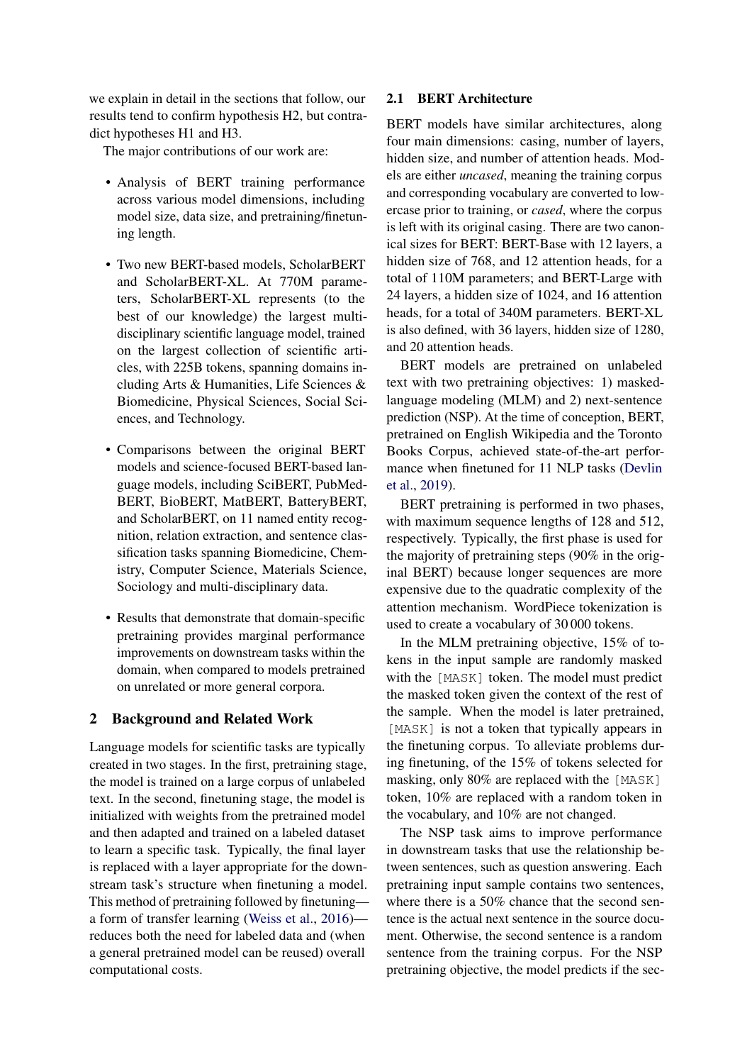we explain in detail in the sections that follow, our results tend to confirm hypothesis H2, but contradict hypotheses H1 and H3.

The major contributions of our work are:

- Analysis of BERT training performance across various model dimensions, including model size, data size, and pretraining/finetuning length.
- Two new BERT-based models, ScholarBERT and ScholarBERT-XL. At 770M parameters, ScholarBERT-XL represents (to the best of our knowledge) the largest multi-disciplinary scientific language model, trained on the largest collection of scientific articles, with 225B tokens, spanning domains including Arts & Humanities, Life Sciences & Biomedicine, Physical Sciences, Social Sciences, and Technology.
- Comparisons between the original BERT models and science-focused BERT-based language models, including SciBERT, PubMedBERT, BioBERT, MatBERT, BatteryBERT, and ScholarBERT, on 11 named entity recognition, relation extraction, and sentence classification tasks spanning Biomedicine, Chemistry, Computer Science, Materials Science, Sociology and multi-disciplinary data.
- Results that demonstrate that domain-specific pretraining provides marginal performance improvements on downstream tasks within the domain, when compared to models pretrained on unrelated or more general corpora.

## 2 Background and Related Work

Language models for scientific tasks are typically created in two stages. In the first, pretraining stage, the model is trained on a large corpus of unlabeled text. In the second, finetuning stage, the model is initialized with weights from the pretrained model and then adapted and trained on a labeled dataset to learn a specific task. Typically, the final layer is replaced with a layer appropriate for the downstream task's structure when finetuning a model. This method of pretraining followed by finetuning—a form of transfer learning (Weiss et al., 2016)—reduces both the need for labeled data and (when a general pretrained model can be reused) overall computational costs.

### 2.1 BERT Architecture

BERT models have similar architectures, along four main dimensions: casing, number of layers, hidden size, and number of attention heads. Models are either *uncased*, meaning the training corpus and corresponding vocabulary are converted to lowercase prior to training, or *cased*, where the corpus is left with its original casing. There are two canonical sizes for BERT: BERT-Base with 12 layers, a hidden size of 768, and 12 attention heads, for a total of 110M parameters; and BERT-Large with 24 layers, a hidden size of 1024, and 16 attention heads, for a total of 340M parameters. BERT-XL is also defined, with 36 layers, hidden size of 1280, and 20 attention heads.

BERT models are pretrained on unlabeled text with two pretraining objectives: 1) masked-language modeling (MLM) and 2) next-sentence prediction (NSP). At the time of conception, BERT, pretrained on English Wikipedia and the Toronto Books Corpus, achieved state-of-the-art performance when finetuned for 11 NLP tasks (Devlin et al., 2019).

BERT pretraining is performed in two phases, with maximum sequence lengths of 128 and 512, respectively. Typically, the first phase is used for the majority of pretraining steps (90% in the original BERT) because longer sequences are more expensive due to the quadratic complexity of the attention mechanism. WordPiece tokenization is used to create a vocabulary of 30 000 tokens.

In the MLM pretraining objective, 15% of tokens in the input sample are randomly masked with the `[MASK]` token. The model must predict the masked token given the context of the rest of the sample. When the model is later pretrained, `[MASK]` is not a token that typically appears in the finetuning corpus. To alleviate problems during finetuning, of the 15% of tokens selected for masking, only 80% are replaced with the `[MASK]` token, 10% are replaced with a random token in the vocabulary, and 10% are not changed.

The NSP task aims to improve performance in downstream tasks that use the relationship between sentences, such as question answering. Each pretraining input sample contains two sentences, where there is a 50% chance that the second sentence is the actual next sentence in the source document. Otherwise, the second sentence is a random sentence from the training corpus. For the NSP pretraining objective, the model predicts if the sec-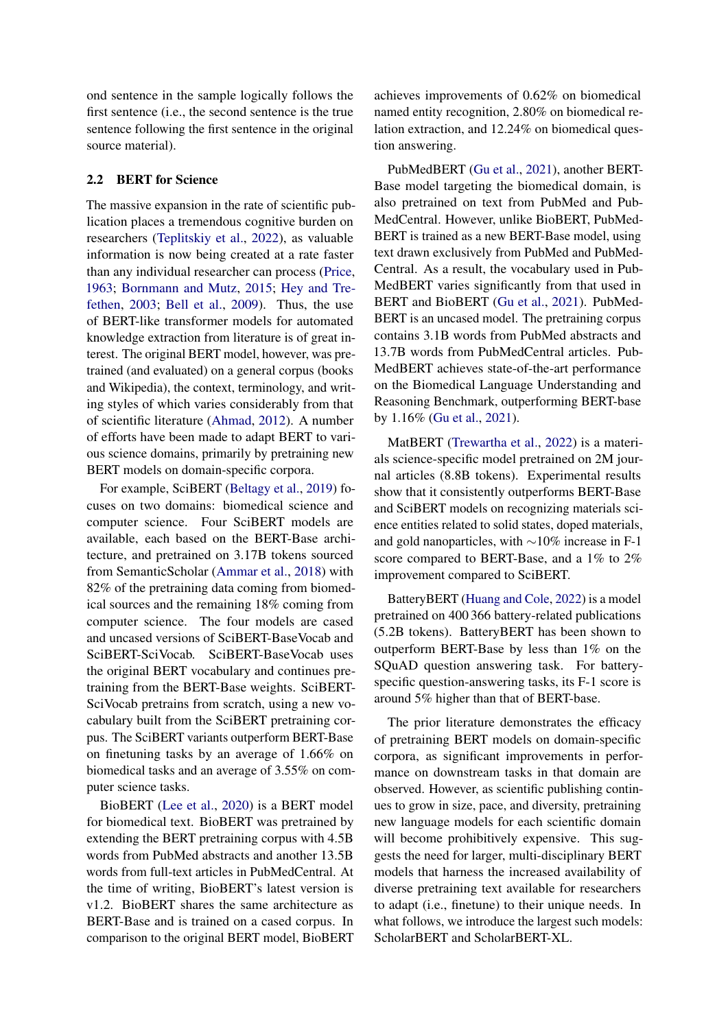ond sentence in the sample logically follows the first sentence (i.e., the second sentence is the true sentence following the first sentence in the original source material).

### 2.2 BERT for Science

The massive expansion in the rate of scientific publication places a tremendous cognitive burden on researchers (Teplitskiy et al., 2022), as valuable information is now being created at a rate faster than any individual researcher can process (Price, 1963; Bornmann and Mutz, 2015; Hey and Trefethen, 2003; Bell et al., 2009). Thus, the use of BERT-like transformer models for automated knowledge extraction from literature is of great interest. The original BERT model, however, was pretrained (and evaluated) on a general corpus (books and Wikipedia), the context, terminology, and writing styles of which varies considerably from that of scientific literature (Ahmad, 2012). A number of efforts have been made to adapt BERT to various science domains, primarily by pretraining new BERT models on domain-specific corpora.

For example, SciBERT (Beltagy et al., 2019) focuses on two domains: biomedical science and computer science. Four SciBERT models are available, each based on the BERT-Base architecture, and pretrained on 3.17B tokens sourced from SemanticScholar (Ammar et al., 2018) with 82% of the pretraining data coming from biomedical sources and the remaining 18% coming from computer science. The four models are cased and uncased versions of SciBERT-BaseVocab and SciBERT-SciVocab. SciBERT-BaseVocab uses the original BERT vocabulary and continues pretraining from the BERT-Base weights. SciBERT-SciVocab pretrains from scratch, using a new vocabulary built from the SciBERT pretraining corpus. The SciBERT variants outperform BERT-Base on finetuning tasks by an average of 1.66% on biomedical tasks and an average of 3.55% on computer science tasks.

BioBERT (Lee et al., 2020) is a BERT model for biomedical text. BioBERT was pretrained by extending the BERT pretraining corpus with 4.5B words from PubMed abstracts and another 13.5B words from full-text articles in PubMedCentral. At the time of writing, BioBERT's latest version is v1.2. BioBERT shares the same architecture as BERT-Base and is trained on a cased corpus. In comparison to the original BERT model, BioBERT achieves improvements of 0.62% on biomedical named entity recognition, 2.80% on biomedical relation extraction, and 12.24% on biomedical question answering.

PubMedBERT (Gu et al., 2021), another BERT-Base model targeting the biomedical domain, is also pretrained on text from PubMed and PubMedCentral. However, unlike BioBERT, PubMedBERT is trained as a new BERT-Base model, using text drawn exclusively from PubMed and PubMedCentral. As a result, the vocabulary used in PubMedBERT varies significantly from that used in BERT and BioBERT (Gu et al., 2021). PubMedBERT is an uncased model. The pretraining corpus contains 3.1B words from PubMed abstracts and 13.7B words from PubMedCentral articles. PubMedBERT achieves state-of-the-art performance on the Biomedical Language Understanding and Reasoning Benchmark, outperforming BERT-base by 1.16% (Gu et al., 2021).

MatBERT (Trewartha et al., 2022) is a materials science-specific model pretrained on 2M journal articles (8.8B tokens). Experimental results show that it consistently outperforms BERT-Base and SciBERT models on recognizing materials science entities related to solid states, doped materials, and gold nanoparticles, with ∼10% increase in F-1 score compared to BERT-Base, and a 1% to 2% improvement compared to SciBERT.

BatteryBERT (Huang and Cole, 2022) is a model pretrained on 400 366 battery-related publications (5.2B tokens). BatteryBERT has been shown to outperform BERT-Base by less than 1% on the SQuAD question answering task. For battery-specific question-answering tasks, its F-1 score is around 5% higher than that of BERT-base.

The prior literature demonstrates the efficacy of pretraining BERT models on domain-specific corpora, as significant improvements in performance on downstream tasks in that domain are observed. However, as scientific publishing continues to grow in size, pace, and diversity, pretraining new language models for each scientific domain will become prohibitively expensive. This suggests the need for larger, multi-disciplinary BERT models that harness the increased availability of diverse pretraining text available for researchers to adapt (i.e., finetune) to their unique needs. In what follows, we introduce the largest such models: ScholarBERT and ScholarBERT-XL.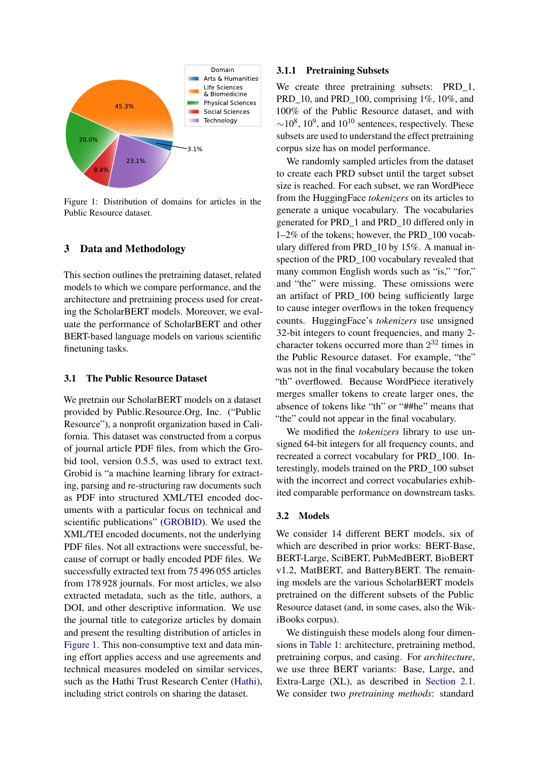Figure 1: Distribution of domains for articles in the Public Resource dataset.

## 3 Data and Methodology

This section outlines the pretraining dataset, related models to which we compare performance, and the architecture and pretraining process used for creating the ScholarBERT models. Moreover, we evaluate the performance of ScholarBERT and other BERT-based language models on various scientific finetuning tasks.

### 3.1 The Public Resource Dataset

We pretrain our ScholarBERT models on a dataset provided by Public.Resource.Org, Inc. ("Public Resource"), a nonprofit organization based in California. This dataset was constructed from a corpus of journal article PDF files, from which the Grobid tool, version 0.5.5, was used to extract text. Grobid is "a machine learning library for extracting, parsing and re-structuring raw documents such as PDF into structured XML/TEI encoded documents with a particular focus on technical and scientific publications" (GROBID). We used the XML/TEI encoded documents, not the underlying PDF files. Not all extractions were successful, because of corrupt or badly encoded PDF files. We successfully extracted text from 75 496 055 articles from 178 928 journals. For most articles, we also extracted metadata, such as the title, authors, a DOI, and other descriptive information. We use the journal title to categorize articles by domain and present the resulting distribution of articles in Figure 1. This non-consumptive text and data mining effort applies access and use agreements and technical measures modeled on similar services, such as the Hathi Trust Research Center (Hathi), including strict controls on sharing the dataset.

#### 3.1.1 Pretraining Subsets

We create three pretraining subsets: PRD_1, PRD_10, and PRD_100, comprising 1%, 10%, and 100% of the Public Resource dataset, and with $\sim 10^8$, $10^9$, and $10^{10}$ sentences, respectively. These subsets are used to understand the effect pretraining corpus size has on model performance.

We randomly sampled articles from the dataset to create each PRD subset until the target subset size is reached. For each subset, we ran WordPiece from the HuggingFace *tokenizers* on its articles to generate a unique vocabulary. The vocabularies generated for PRD_1 and PRD_10 differed only in 1–2% of the tokens; however, the PRD_100 vocabulary differed from PRD_10 by 15%. A manual inspection of the PRD_100 vocabulary revealed that many common English words such as "is," "for," and "the" were missing. These omissions were an artifact of PRD_100 being sufficiently large to cause integer overflows in the token frequency counts. HuggingFace's *tokenizers* use unsigned 32-bit integers to count frequencies, and many 2-character tokens occurred more than $2^{32}$ times in the Public Resource dataset. For example, "the" was not in the final vocabulary because the token "th" overflowed. Because WordPiece iteratively merges smaller tokens to create larger ones, the absence of tokens like "th" or "##he" means that "the" could not appear in the final vocabulary.

We modified the *tokenizers* library to use unsigned 64-bit integers for all frequency counts, and recreated a correct vocabulary for PRD_100. Interestingly, models trained on the PRD_100 subset with the incorrect and correct vocabularies exhibited comparable performance on downstream tasks.

### 3.2 Models

We consider 14 different BERT models, six of which are described in prior works: BERT-Base, BERT-Large, SciBERT, PubMedBERT, BioBERT v1.2, MatBERT, and BatteryBERT. The remaining models are the various ScholarBERT models pretrained on the different subsets of the Public Resource dataset (and, in some cases, also the WikiBooks corpus).

We distinguish these models along four dimensions in Table 1: architecture, pretraining method, pretraining corpus, and casing. For *architecture*, we use three BERT variants: Base, Large, and Extra-Large (XL), as described in Section 2.1. We consider two *pretraining methods*: standard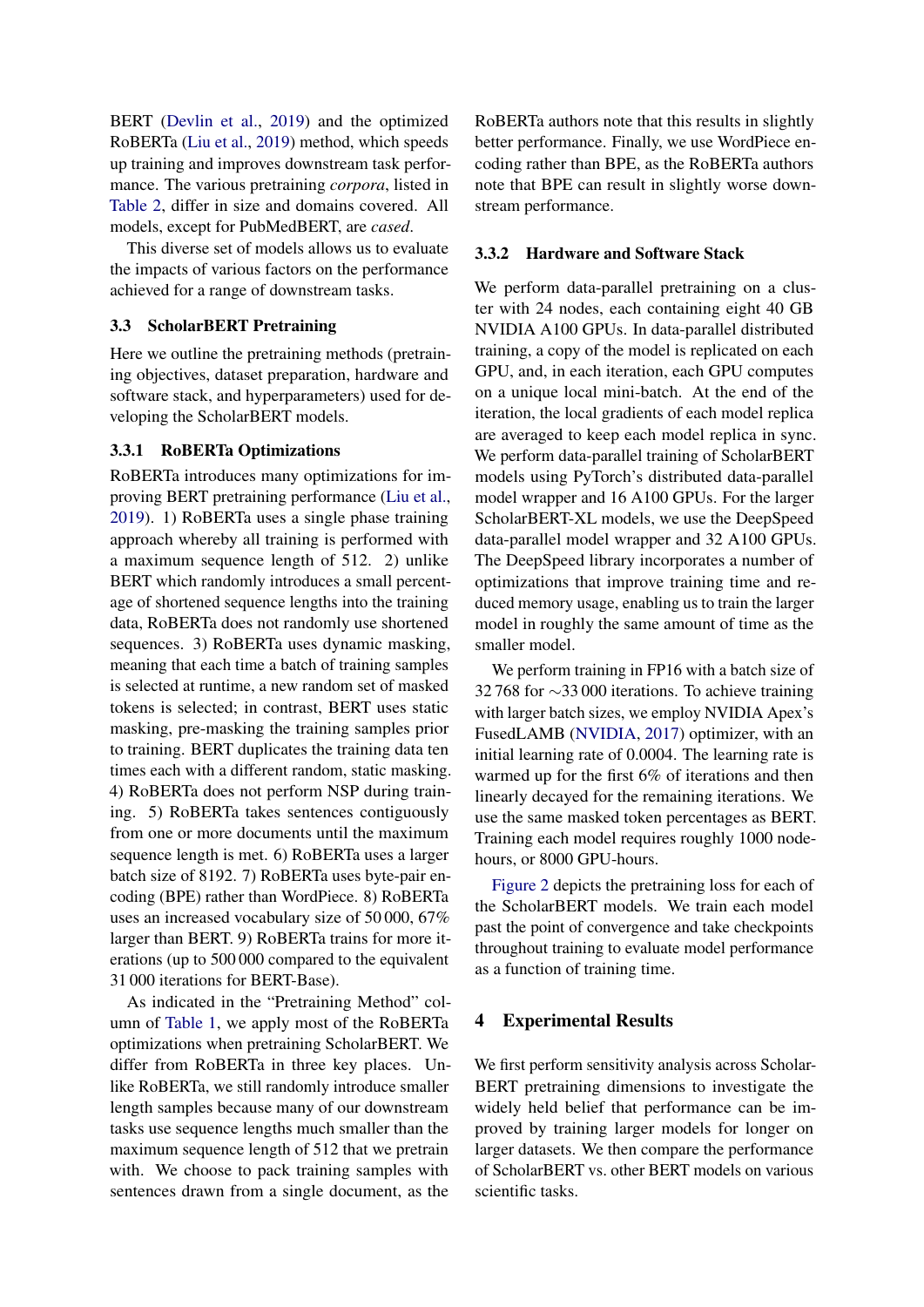BERT (Devlin et al., 2019) and the optimized RoBERTa (Liu et al., 2019) method, which speeds up training and improves downstream task performance. The various pretraining *corpora*, listed in Table 2, differ in size and domains covered. All models, except for PubMedBERT, are *cased*.

This diverse set of models allows us to evaluate the impacts of various factors on the performance achieved for a range of downstream tasks.

## 3.3 ScholarBERT Pretraining

Here we outline the pretraining methods (pretraining objectives, dataset preparation, hardware and software stack, and hyperparameters) used for developing the ScholarBERT models.

### 3.3.1 RoBERTa Optimizations

RoBERTa introduces many optimizations for improving BERT pretraining performance (Liu et al., 2019). 1) RoBERTa uses a single phase training approach whereby all training is performed with a maximum sequence length of 512. 2) unlike BERT which randomly introduces a small percentage of shortened sequence lengths into the training data, RoBERTa does not randomly use shortened sequences. 3) RoBERTa uses dynamic masking, meaning that each time a batch of training samples is selected at runtime, a new random set of masked tokens is selected; in contrast, BERT uses static masking, pre-masking the training samples prior to training. BERT duplicates the training data ten times each with a different random, static masking. 4) RoBERTa does not perform NSP during training. 5) RoBERTa takes sentences contiguously from one or more documents until the maximum sequence length is met. 6) RoBERTa uses a larger batch size of 8192. 7) RoBERTa uses byte-pair encoding (BPE) rather than WordPiece. 8) RoBERTa uses an increased vocabulary size of 50 000, 67% larger than BERT. 9) RoBERTa trains for more iterations (up to 500 000 compared to the equivalent 31 000 iterations for BERT-Base).

As indicated in the "Pretraining Method" column of Table 1, we apply most of the RoBERTa optimizations when pretraining ScholarBERT. We differ from RoBERTa in three key places. Unlike RoBERTa, we still randomly introduce smaller length samples because many of our downstream tasks use sequence lengths much smaller than the maximum sequence length of 512 that we pretrain with. We choose to pack training samples with sentences drawn from a single document, as the RoBERTa authors note that this results in slightly better performance. Finally, we use WordPiece encoding rather than BPE, as the RoBERTa authors note that BPE can result in slightly worse downstream performance.

### 3.3.2 Hardware and Software Stack

We perform data-parallel pretraining on a cluster with 24 nodes, each containing eight 40 GB NVIDIA A100 GPUs. In data-parallel distributed training, a copy of the model is replicated on each GPU, and, in each iteration, each GPU computes on a unique local mini-batch. At the end of the iteration, the local gradients of each model replica are averaged to keep each model replica in sync. We perform data-parallel training of ScholarBERT models using PyTorch's distributed data-parallel model wrapper and 16 A100 GPUs. For the larger ScholarBERT-XL models, we use the DeepSpeed data-parallel model wrapper and 32 A100 GPUs. The DeepSpeed library incorporates a number of optimizations that improve training time and reduced memory usage, enabling us to train the larger model in roughly the same amount of time as the smaller model.

We perform training in FP16 with a batch size of 32 768 for ∼33 000 iterations. To achieve training with larger batch sizes, we employ NVIDIA Apex's FusedLAMB (NVIDIA, 2017) optimizer, with an initial learning rate of 0.0004. The learning rate is warmed up for the first 6% of iterations and then linearly decayed for the remaining iterations. We use the same masked token percentages as BERT. Training each model requires roughly 1000 node-hours, or 8000 GPU-hours.

Figure 2 depicts the pretraining loss for each of the ScholarBERT models. We train each model past the point of convergence and take checkpoints throughout training to evaluate model performance as a function of training time.

# 4 Experimental Results

We first perform sensitivity analysis across ScholarBERT pretraining dimensions to investigate the widely held belief that performance can be improved by training larger models for longer on larger datasets. We then compare the performance of ScholarBERT vs. other BERT models on various scientific tasks.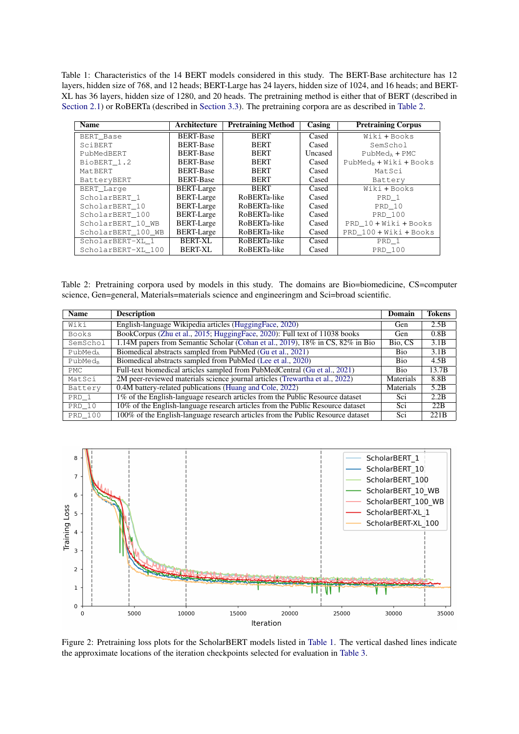Table 1: Characteristics of the 14 BERT models considered in this study. The BERT-Base architecture has 12 layers, hidden size of 768, and 12 heads; BERT-Large has 24 layers, hidden size of 1024, and 16 heads; and BERT-XL has 36 layers, hidden size of 1280, and 20 heads. The pretraining method is either that of BERT (described in Section 2.1) or RoBERTa (described in Section 3.3). The pretraining corpora are as described in Table 2.

| Name | Architecture | Pretraining Method | Casing | Pretraining Corpus |
|---|---|---|---|---|
| BERT_Base | BERT-Base | BERT | Cased | Wiki + Books |
| SciBERT | BERT-Base | BERT | Cased | SemSchol |
| PubMedBERT | BERT-Base | BERT | Uncased | $\text{PubMed}_A$ + PMC |
| BioBERT_1.2 | BERT-Base | BERT | Cased | $\text{PubMed}_B$ + Wiki + Books |
| MatBERT | BERT-Base | BERT | Cased | MatSci |
| BatteryBERT | BERT-Base | BERT | Cased | Battery |
| BERT_Large | BERT-Large | BERT | Cased | Wiki + Books |
| ScholarBERT_1 | BERT-Large | RoBERTa-like | Cased | PRD_1 |
| ScholarBERT_10 | BERT-Large | RoBERTa-like | Cased | PRD_10 |
| ScholarBERT_100 | BERT-Large | RoBERTa-like | Cased | PRD_100 |
| ScholarBERT_10_WB | BERT-Large | RoBERTa-like | Cased | PRD_10 + Wiki + Books |
| ScholarBERT_100_WB | BERT-Large | RoBERTa-like | Cased | PRD_100 + Wiki + Books |
| ScholarBERT-XL_1 | BERT-XL | RoBERTa-like | Cased | PRD_1 |
| ScholarBERT-XL_100 | BERT-XL | RoBERTa-like | Cased | PRD_100 |

Table 2: Pretraining corpora used by models in this study. The domains are Bio=biomedicine, CS=computer science, Gen=general, Materials=materials science and engineeringm and Sci=broad scientific.

| Name | Description | Domain | Tokens |
|---|---|---|---|
| Wiki | English-language Wikipedia articles (HuggingFace, 2020) | Gen | 2.5B |
| Books | BookCorpus (Zhu et al., 2015; HuggingFace, 2020): Full text of 11038 books | Gen | 0.8B |
| SemSchol | 1.14M papers from Semantic Scholar (Cohan et al., 2019), 18% in CS, 82% in Bio | Bio, CS | 3.1B |
| $\text{PubMed}_A$ | Biomedical abstracts sampled from PubMed (Gu et al., 2021) | Bio | 3.1B |
| $\text{PubMed}_B$ | Biomedical abstracts sampled from PubMed (Lee et al., 2020) | Bio | 4.5B |
| PMC | Full-text biomedical articles sampled from PubMedCentral (Gu et al., 2021) | Bio | 13.7B |
| MatSci | 2M peer-reviewed materials science journal articles (Trewartha et al., 2022) | Materials | 8.8B |
| Battery | 0.4M battery-related publications (Huang and Cole, 2022) | Materials | 5.2B |
| PRD_1 | 1% of the English-language research articles from the Public Resource dataset | Sci | 2.2B |
| PRD_10 | 10% of the English-language research articles from the Public Resource dataset | Sci | 22B |
| PRD_100 | 100% of the English-language research articles from the Public Resource dataset | Sci | 221B |

Figure 2: Pretraining loss plots for the ScholarBERT models listed in Table 1. The vertical dashed lines indicate the approximate locations of the iteration checkpoints selected for evaluation in Table 3.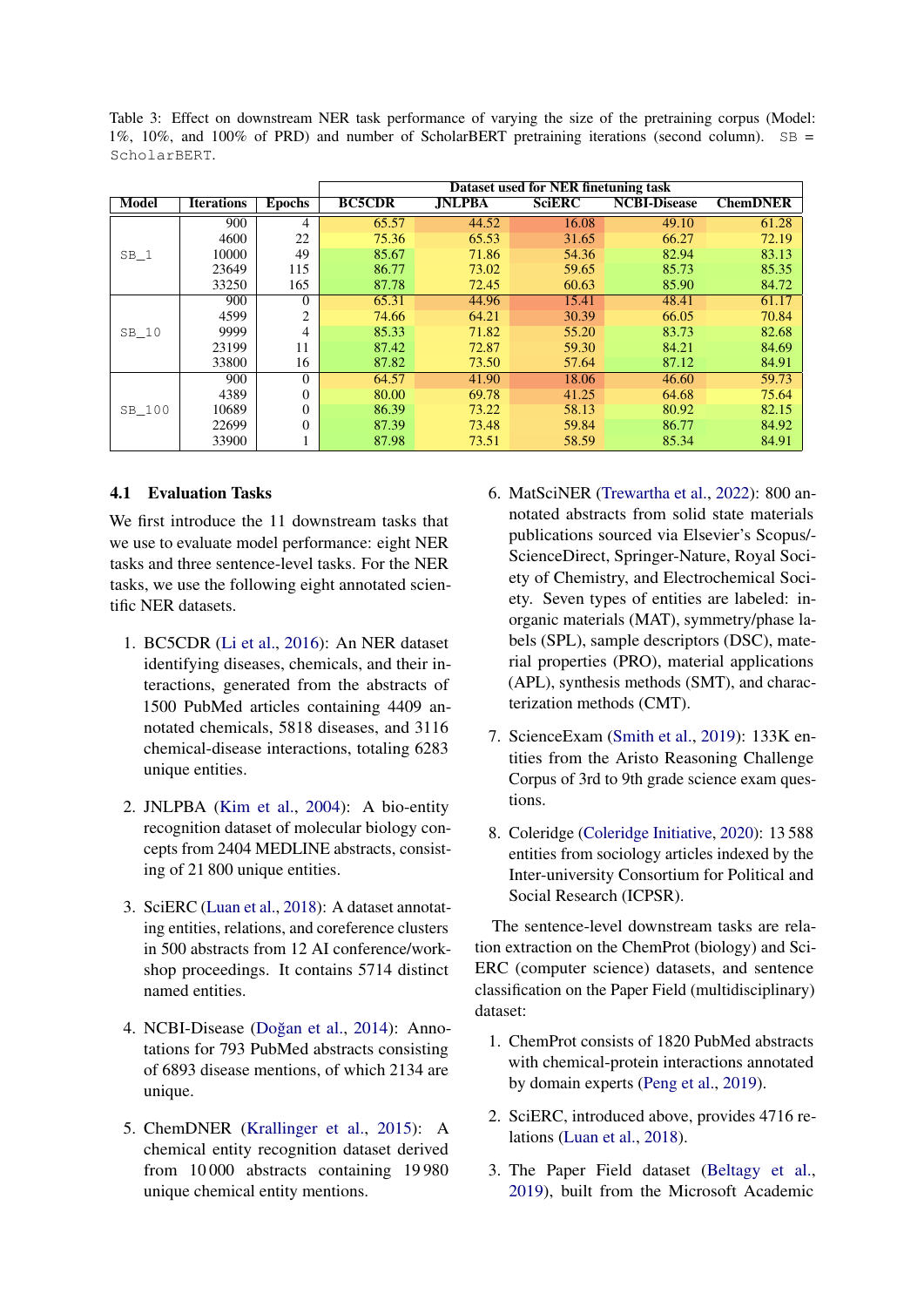Table 3: Effect on downstream NER task performance of varying the size of the pretraining corpus (Model: 1%, 10%, and 100% of PRD) and number of ScholarBERT pretraining iterations (second column). SB = ScholarBERT.

| Model | Iterations | Epochs | Dataset used for NER finetuning task | | | | |
|---|---|---|---|---|---|---|---|
| | | | BC5CDR | JNLPBA | SciERC | NCBI-Disease | ChemDNER |
| SB_1 | 900 | 4 | 65.57 | 44.52 | 16.08 | 49.10 | 61.28 |
| | 4600 | 22 | 75.36 | 65.53 | 31.65 | 66.27 | 72.19 |
| | 10000 | 49 | 85.67 | 71.86 | 54.36 | 82.94 | 83.13 |
| | 23649 | 115 | 86.77 | 73.02 | 59.65 | 85.73 | 85.35 |
| | 33250 | 165 | 87.78 | 72.45 | 60.63 | 85.90 | 84.72 |
| SB_10 | 900 | 0 | 65.31 | 44.96 | 15.41 | 48.41 | 61.17 |
| | 4599 | 2 | 74.66 | 64.21 | 30.39 | 66.05 | 70.84 |
| | 9999 | 4 | 85.33 | 71.82 | 55.20 | 83.73 | 82.68 |
| | 23199 | 11 | 87.42 | 72.87 | 59.30 | 84.21 | 84.69 |
| | 33800 | 16 | 87.82 | 73.50 | 57.64 | 87.12 | 84.91 |
| SB_100 | 900 | 0 | 64.57 | 41.90 | 18.06 | 46.60 | 59.73 |
| | 4389 | 0 | 80.00 | 69.78 | 41.25 | 64.68 | 75.64 |
| | 10689 | 0 | 86.39 | 73.22 | 58.13 | 80.92 | 82.15 |
| | 22699 | 0 | 87.39 | 73.48 | 59.84 | 86.77 | 84.92 |
| | 33900 | 1 | 87.98 | 73.51 | 58.59 | 85.34 | 84.91 |

### 4.1 Evaluation Tasks

We first introduce the 11 downstream tasks that we use to evaluate model performance: eight NER tasks and three sentence-level tasks. For the NER tasks, we use the following eight annotated scientific NER datasets.

1. BC5CDR (Li et al., 2016): An NER dataset identifying diseases, chemicals, and their interactions, generated from the abstracts of 1500 PubMed articles containing 4409 annotated chemicals, 5818 diseases, and 3116 chemical-disease interactions, totaling 6283 unique entities.

2. JNLPBA (Kim et al., 2004): A bio-entity recognition dataset of molecular biology concepts from 2404 MEDLINE abstracts, consisting of 21 800 unique entities.

3. SciERC (Luan et al., 2018): A dataset annotating entities, relations, and coreference clusters in 500 abstracts from 12 AI conference/workshop proceedings. It contains 5714 distinct named entities.

4. NCBI-Disease (Doğan et al., 2014): Annotations for 793 PubMed abstracts consisting of 6893 disease mentions, of which 2134 are unique.

5. ChemDNER (Krallinger et al., 2015): A chemical entity recognition dataset derived from 10 000 abstracts containing 19 980 unique chemical entity mentions.

6. MatSciNER (Trewartha et al., 2022): 800 annotated abstracts from solid state materials publications sourced via Elsevier's Scopus/ScienceDirect, Springer-Nature, Royal Society of Chemistry, and Electrochemical Society. Seven types of entities are labeled: inorganic materials (MAT), symmetry/phase labels (SPL), sample descriptors (DSC), material properties (PRO), material applications (APL), synthesis methods (SMT), and characterization methods (CMT).

7. ScienceExam (Smith et al., 2019): 133K entities from the Aristo Reasoning Challenge Corpus of 3rd to 9th grade science exam questions.

8. Coleridge (Coleridge Initiative, 2020): 13 588 entities from sociology articles indexed by the Inter-university Consortium for Political and Social Research (ICPSR).

The sentence-level downstream tasks are relation extraction on the ChemProt (biology) and SciERC (computer science) datasets, and sentence classification on the Paper Field (multidisciplinary) dataset:

1. ChemProt consists of 1820 PubMed abstracts with chemical-protein interactions annotated by domain experts (Peng et al., 2019).

2. SciERC, introduced above, provides 4716 relations (Luan et al., 2018).

3. The Paper Field dataset (Beltagy et al., 2019), built from the Microsoft Academic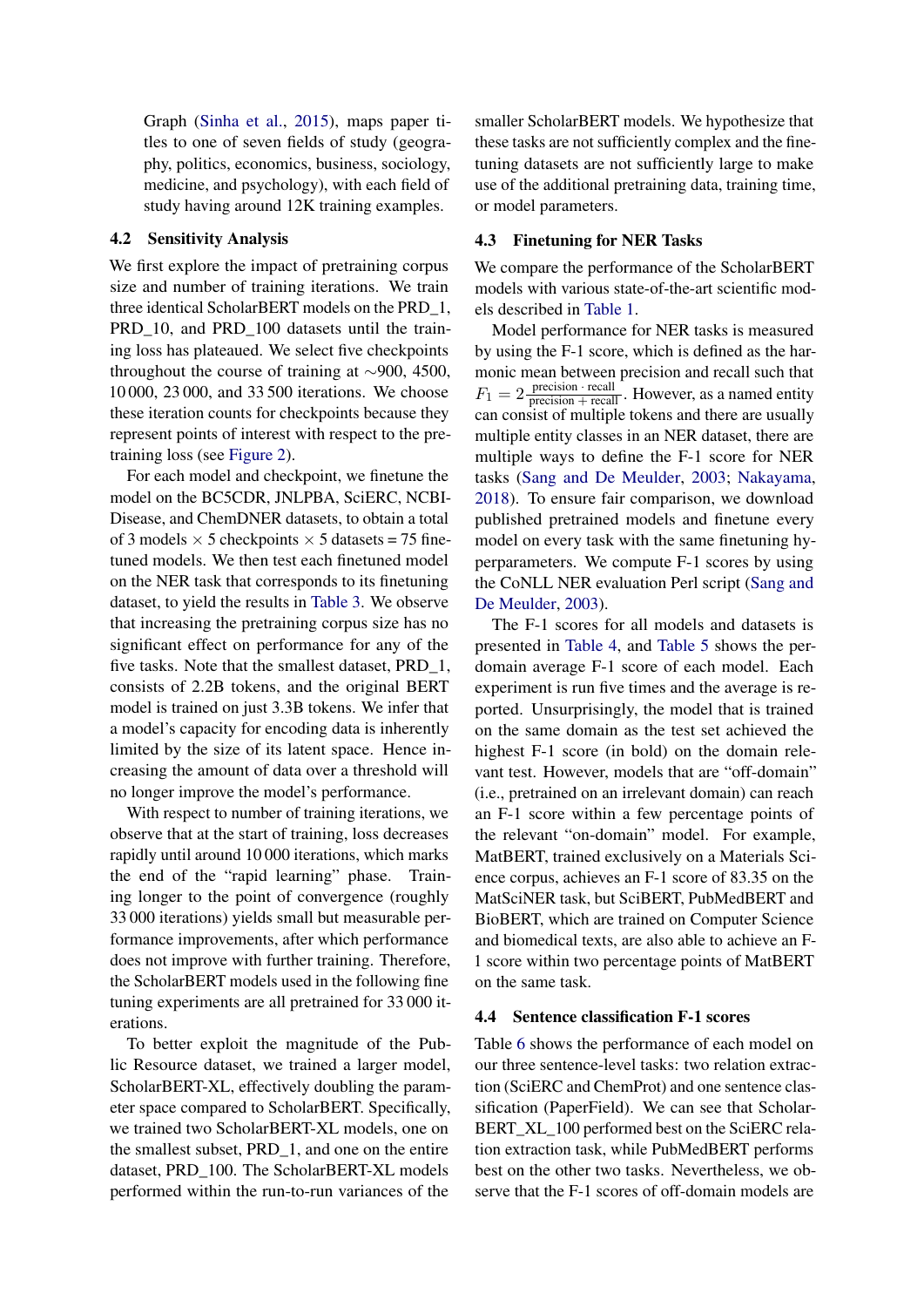Graph (Sinha et al., 2015), maps paper titles to one of seven fields of study (geography, politics, economics, business, sociology, medicine, and psychology), with each field of study having around 12K training examples.

### 4.2 Sensitivity Analysis

We first explore the impact of pretraining corpus size and number of training iterations. We train three identical ScholarBERT models on the PRD_1, PRD_10, and PRD_100 datasets until the training loss has plateaued. We select five checkpoints throughout the course of training at ∼900, 4500, 10 000, 23 000, and 33 500 iterations. We choose these iteration counts for checkpoints because they represent points of interest with respect to the pretraining loss (see Figure 2).

For each model and checkpoint, we finetune the model on the BC5CDR, JNLPBA, SciERC, NCBI-Disease, and ChemDNER datasets, to obtain a total of 3 models × 5 checkpoints × 5 datasets = 75 finetuned models. We then test each finetuned model on the NER task that corresponds to its finetuning dataset, to yield the results in Table 3. We observe that increasing the pretraining corpus size has no significant effect on performance for any of the five tasks. Note that the smallest dataset, PRD_1, consists of 2.2B tokens, and the original BERT model is trained on just 3.3B tokens. We infer that a model's capacity for encoding data is inherently limited by the size of its latent space. Hence increasing the amount of data over a threshold will no longer improve the model's performance.

With respect to number of training iterations, we observe that at the start of training, loss decreases rapidly until around 10 000 iterations, which marks the end of the "rapid learning" phase. Training longer to the point of convergence (roughly 33 000 iterations) yields small but measurable performance improvements, after which performance does not improve with further training. Therefore, the ScholarBERT models used in the following fine tuning experiments are all pretrained for 33 000 iterations.

To better exploit the magnitude of the Public Resource dataset, we trained a larger model, ScholarBERT-XL, effectively doubling the parameter space compared to ScholarBERT. Specifically, we trained two ScholarBERT-XL models, one on the smallest subset, PRD_1, and one on the entire dataset, PRD_100. The ScholarBERT-XL models performed within the run-to-run variances of the smaller ScholarBERT models. We hypothesize that these tasks are not sufficiently complex and the finetuning datasets are not sufficiently large to make use of the additional pretraining data, training time, or model parameters.

### 4.3 Finetuning for NER Tasks

We compare the performance of the ScholarBERT models with various state-of-the-art scientific models described in Table 1.

Model performance for NER tasks is measured by using the F-1 score, which is defined as the harmonic mean between precision and recall such that $F_1 = 2\frac{\text{precision} \cdot \text{recall}}{\text{precision} + \text{recall}}$. However, as a named entity can consist of multiple tokens and there are usually multiple entity classes in an NER dataset, there are multiple ways to define the F-1 score for NER tasks (Sang and De Meulder, 2003; Nakayama, 2018). To ensure fair comparison, we download published pretrained models and finetune every model on every task with the same finetuning hyperparameters. We compute F-1 scores by using the CoNLL NER evaluation Perl script (Sang and De Meulder, 2003).

The F-1 scores for all models and datasets is presented in Table 4, and Table 5 shows the per-domain average F-1 score of each model. Each experiment is run five times and the average is reported. Unsurprisingly, the model that is trained on the same domain as the test set achieved the highest F-1 score (in bold) on the domain relevant test. However, models that are "off-domain" (i.e., pretrained on an irrelevant domain) can reach an F-1 score within a few percentage points of the relevant "on-domain" model. For example, MatBERT, trained exclusively on a Materials Science corpus, achieves an F-1 score of 83.35 on the MatSciNER task, but SciBERT, PubMedBERT and BioBERT, which are trained on Computer Science and biomedical texts, are also able to achieve an F-1 score within two percentage points of MatBERT on the same task.

### 4.4 Sentence classification F-1 scores

Table 6 shows the performance of each model on our three sentence-level tasks: two relation extraction (SciERC and ChemProt) and one sentence classification (PaperField). We can see that ScholarBERT_XL_100 performed best on the SciERC relation extraction task, while PubMedBERT performs best on the other two tasks. Nevertheless, we observe that the F-1 scores of off-domain models are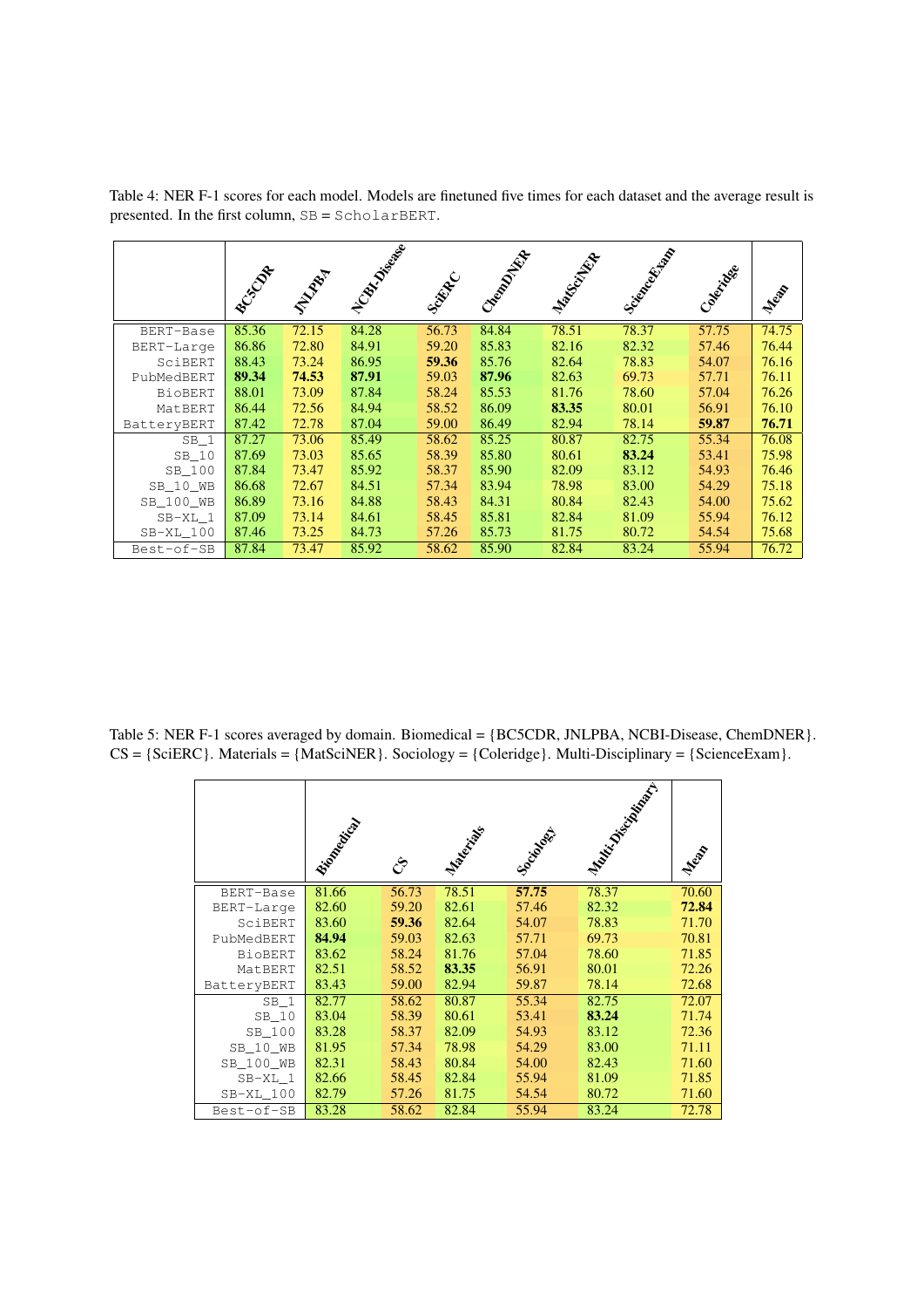Table 4: NER F-1 scores for each model. Models are finetuned five times for each dataset and the average result is presented. In the first column, SB = ScholarBERT.

| | BC5CDR | JNLPBA | NCBI-Disease | SciERC | ChemDNER | MatSciNER | ScienceExam | Coleridge | Mean |
|---|---|---|---|---|---|---|---|---|---|
| BERT-Base | 85.36 | 72.15 | 84.28 | 56.73 | 84.84 | 78.51 | 78.37 | 57.75 | 74.75 |
| BERT-Large | 86.86 | 72.80 | 84.91 | 59.20 | 85.83 | 82.16 | 82.32 | 57.46 | 76.44 |
| SciBERT | 88.43 | 73.24 | 86.95 | **59.36** | 85.76 | 82.64 | 78.83 | 54.07 | 76.16 |
| PubMedBERT | **89.34** | **74.53** | **87.91** | 59.03 | **87.96** | 82.63 | 69.73 | 57.71 | 76.11 |
| BioBERT | 88.01 | 73.09 | 87.84 | 58.24 | 85.53 | 81.76 | 78.60 | 57.04 | 76.26 |
| MatBERT | 86.44 | 72.56 | 84.94 | 58.52 | 86.09 | **83.35** | 80.01 | 56.91 | 76.10 |
| BatteryBERT | 87.42 | 72.78 | 87.04 | 59.00 | 86.49 | 82.94 | 78.14 | **59.87** | **76.71** |
| SB_1 | 87.27 | 73.06 | 85.49 | 58.62 | 85.25 | 80.87 | 82.75 | 55.34 | 76.08 |
| SB_10 | 87.69 | 73.03 | 85.65 | 58.39 | 85.80 | 80.61 | **83.24** | 53.41 | 75.98 |
| SB_100 | 87.84 | 73.47 | 85.92 | 58.37 | 85.90 | 82.09 | 83.12 | 54.93 | 76.46 |
| SB_10_WB | 86.68 | 72.67 | 84.51 | 57.34 | 83.94 | 78.98 | 83.00 | 54.29 | 75.18 |
| SB_100_WB | 86.89 | 73.16 | 84.88 | 58.43 | 84.31 | 80.84 | 82.43 | 54.00 | 75.62 |
| SB-XL_1 | 87.09 | 73.14 | 84.61 | 58.45 | 85.81 | 82.84 | 81.09 | 55.94 | 76.12 |
| SB-XL_100 | 87.46 | 73.25 | 84.73 | 57.26 | 85.73 | 81.75 | 80.72 | 54.54 | 75.68 |
| Best-of-SB | 87.84 | 73.47 | 85.92 | 58.62 | 85.90 | 82.84 | 83.24 | 55.94 | 76.72 |

Table 5: NER F-1 scores averaged by domain. Biomedical = {BC5CDR, JNLPBA, NCBI-Disease, ChemDNER}. CS = {SciERC}. Materials = {MatSciNER}. Sociology = {Coleridge}. Multi-Disciplinary = {ScienceExam}.

| | Biomedical | CS | Materials | Sociology | Multi-Disciplinary | Mean |
|---|---|---|---|---|---|---|
| BERT-Base | 81.66 | 56.73 | 78.51 | **57.75** | 78.37 | 70.60 |
| BERT-Large | 82.60 | 59.20 | 82.61 | 57.46 | 82.32 | **72.84** |
| SciBERT | 83.60 | **59.36** | 82.64 | 54.07 | 78.83 | 71.70 |
| PubMedBERT | **84.94** | 59.03 | 82.63 | 57.71 | 69.73 | 70.81 |
| BioBERT | 83.62 | 58.24 | 81.76 | 57.04 | 78.60 | 71.85 |
| MatBERT | 82.51 | 58.52 | **83.35** | 56.91 | 80.01 | 72.26 |
| BatteryBERT | 83.43 | 59.00 | 82.94 | 59.87 | 78.14 | 72.68 |
| SB_1 | 82.77 | 58.62 | 80.87 | 55.34 | 82.75 | 72.07 |
| SB_10 | 83.04 | 58.39 | 80.61 | 53.41 | **83.24** | 71.74 |
| SB_100 | 83.28 | 58.37 | 82.09 | 54.93 | 83.12 | 72.36 |
| SB_10_WB | 81.95 | 57.34 | 78.98 | 54.29 | 83.00 | 71.11 |
| SB_100_WB | 82.31 | 58.43 | 80.84 | 54.00 | 82.43 | 71.60 |
| SB-XL_1 | 82.66 | 58.45 | 82.84 | 55.94 | 81.09 | 71.85 |
| SB-XL_100 | 82.79 | 57.26 | 81.75 | 54.54 | 80.72 | 71.60 |
| Best-of-SB | 83.28 | 58.62 | 82.84 | 55.94 | 83.24 | 72.78 |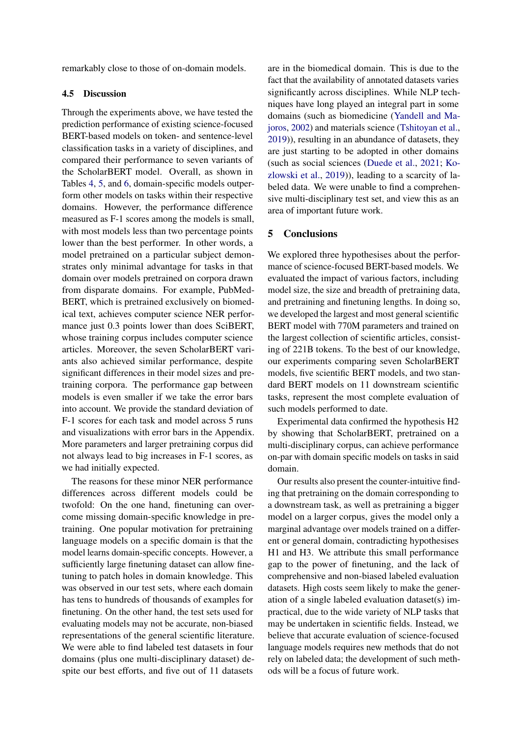remarkably close to those of on-domain models.

### 4.5 Discussion

Through the experiments above, we have tested the prediction performance of existing science-focused BERT-based models on token- and sentence-level classification tasks in a variety of disciplines, and compared their performance to seven variants of the ScholarBERT model. Overall, as shown in Tables 4, 5, and 6, domain-specific models outperform other models on tasks within their respective domains. However, the performance difference measured as F-1 scores among the models is small, with most models less than two percentage points lower than the best performer. In other words, a model pretrained on a particular subject demonstrates only minimal advantage for tasks in that domain over models pretrained on corpora drawn from disparate domains. For example, PubMedBERT, which is pretrained exclusively on biomedical text, achieves computer science NER performance just 0.3 points lower than does SciBERT, whose training corpus includes computer science articles. Moreover, the seven ScholarBERT variants also achieved similar performance, despite significant differences in their model sizes and pretraining corpora. The performance gap between models is even smaller if we take the error bars into account. We provide the standard deviation of F-1 scores for each task and model across 5 runs and visualizations with error bars in the Appendix. More parameters and larger pretraining corpus did not always lead to big increases in F-1 scores, as we had initially expected.

The reasons for these minor NER performance differences across different models could be twofold: On the one hand, finetuning can overcome missing domain-specific knowledge in pretraining. One popular motivation for pretraining language models on a specific domain is that the model learns domain-specific concepts. However, a sufficiently large finetuning dataset can allow finetuning to patch holes in domain knowledge. This was observed in our test sets, where each domain has tens to hundreds of thousands of examples for finetuning. On the other hand, the test sets used for evaluating models may not be accurate, non-biased representations of the general scientific literature. We were able to find labeled test datasets in four domains (plus one multi-disciplinary dataset) despite our best efforts, and five out of 11 datasets are in the biomedical domain. This is due to the fact that the availability of annotated datasets varies significantly across disciplines. While NLP techniques have long played an integral part in some domains (such as biomedicine (Yandell and Majoros, 2002) and materials science (Tshitoyan et al., 2019)), resulting in an abundance of datasets, they are just starting to be adopted in other domains (such as social sciences (Duede et al., 2021; Kozlowski et al., 2019)), leading to a scarcity of labeled data. We were unable to find a comprehensive multi-disciplinary test set, and view this as an area of important future work.

## 5 Conclusions

We explored three hypothesises about the performance of science-focused BERT-based models. We evaluated the impact of various factors, including model size, the size and breadth of pretraining data, and pretraining and finetuning lengths. In doing so, we developed the largest and most general scientific BERT model with 770M parameters and trained on the largest collection of scientific articles, consisting of 221B tokens. To the best of our knowledge, our experiments comparing seven ScholarBERT models, five scientific BERT models, and two standard BERT models on 11 downstream scientific tasks, represent the most complete evaluation of such models performed to date.

Experimental data confirmed the hypothesis H2 by showing that ScholarBERT, pretrained on a multi-disciplinary corpus, can achieve performance on-par with domain specific models on tasks in said domain.

Our results also present the counter-intuitive finding that pretraining on the domain corresponding to a downstream task, as well as pretraining a bigger model on a larger corpus, gives the model only a marginal advantage over models trained on a different or general domain, contradicting hypothesises H1 and H3. We attribute this small performance gap to the power of finetuning, and the lack of comprehensive and non-biased labeled evaluation datasets. High costs seem likely to make the generation of a single labeled evaluation dataset(s) impractical, due to the wide variety of NLP tasks that may be undertaken in scientific fields. Instead, we believe that accurate evaluation of science-focused language models requires new methods that do not rely on labeled data; the development of such methods will be a focus of future work.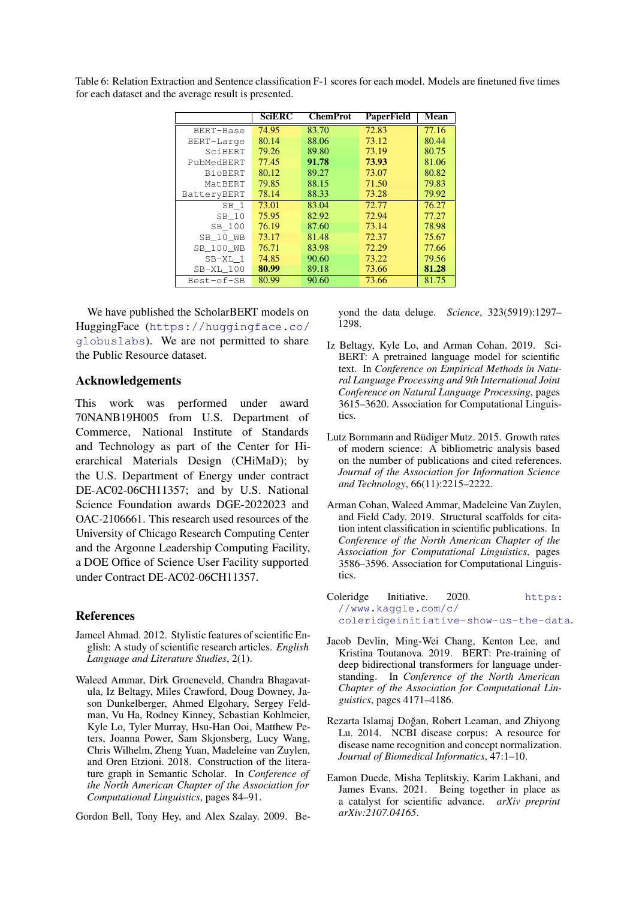Table 6: Relation Extraction and Sentence classification F-1 scores for each model. Models are finetuned five times for each dataset and the average result is presented.

| | SciERC | ChemProt | PaperField | Mean |
|---|---|---|---|---|
| BERT-Base | 74.95 | 83.70 | 72.83 | 77.16 |
| BERT-Large | 80.14 | 88.06 | 73.12 | 80.44 |
| SciBERT | 79.26 | 89.80 | 73.19 | 80.75 |
| PubMedBERT | 77.45 | **91.78** | **73.93** | 81.06 |
| BioBERT | 80.12 | 89.27 | 73.07 | 80.82 |
| MatBERT | 79.85 | 88.15 | 71.50 | 79.83 |
| BatteryBERT | 78.14 | 88.33 | 73.28 | 79.92 |
| SB_1 | 73.01 | 83.04 | 72.77 | 76.27 |
| SB_10 | 75.95 | 82.92 | 72.94 | 77.27 |
| SB_100 | 76.19 | 87.60 | 73.14 | 78.98 |
| SB_10_WB | 73.17 | 81.48 | 72.37 | 75.67 |
| SB_100_WB | 76.71 | 83.98 | 72.29 | 77.66 |
| SB-XL_1 | 74.85 | 90.60 | 73.22 | 79.56 |
| SB-XL_100 | **80.99** | 89.18 | 73.66 | **81.28** |
| Best-of-SB | 80.99 | 90.60 | 73.66 | 81.75 |

We have published the ScholarBERT models on HuggingFace (https://huggingface.co/globuslabs). We are not permitted to share the Public Resource dataset.

## Acknowledgements

This work was performed under award 70NANB19H005 from U.S. Department of Commerce, National Institute of Standards and Technology as part of the Center for Hierarchical Materials Design (CHiMaD); by the U.S. Department of Energy under contract DE-AC02-06CH11357; and by U.S. National Science Foundation awards DGE-2022023 and OAC-2106661. This research used resources of the University of Chicago Research Computing Center and the Argonne Leadership Computing Facility, a DOE Office of Science User Facility supported under Contract DE-AC02-06CH11357.

## References

Jameel Ahmad. 2012. Stylistic features of scientific English: A study of scientific research articles. *English Language and Literature Studies*, 2(1).

Waleed Ammar, Dirk Groeneveld, Chandra Bhagavatula, Iz Beltagy, Miles Crawford, Doug Downey, Jason Dunkelberger, Ahmed Elgohary, Sergey Feldman, Vu Ha, Rodney Kinney, Sebastian Kohlmeier, Kyle Lo, Tyler Murray, Hsu-Han Ooi, Matthew Peters, Joanna Power, Sam Skjonsberg, Lucy Wang, Chris Wilhelm, Zheng Yuan, Madeleine van Zuylen, and Oren Etzioni. 2018. Construction of the literature graph in Semantic Scholar. In *Conference of the North American Chapter of the Association for Computational Linguistics*, pages 84–91.

Gordon Bell, Tony Hey, and Alex Szalay. 2009. Beyond the data deluge. *Science*, 323(5919):1297–1298.

Iz Beltagy, Kyle Lo, and Arman Cohan. 2019. SciBERT: A pretrained language model for scientific text. In *Conference on Empirical Methods in Natural Language Processing and 9th International Joint Conference on Natural Language Processing*, pages 3615–3620. Association for Computational Linguistics.

Lutz Bornmann and Rüdiger Mutz. 2015. Growth rates of modern science: A bibliometric analysis based on the number of publications and cited references. *Journal of the Association for Information Science and Technology*, 66(11):2215–2222.

Arman Cohan, Waleed Ammar, Madeleine Van Zuylen, and Field Cady. 2019. Structural scaffolds for citation intent classification in scientific publications. In *Conference of the North American Chapter of the Association for Computational Linguistics*, pages 3586–3596. Association for Computational Linguistics.

Coleridge Initiative. 2020. https://www.kaggle.com/c/coleridgeinitiative-show-us-the-data.

Jacob Devlin, Ming-Wei Chang, Kenton Lee, and Kristina Toutanova. 2019. BERT: Pre-training of deep bidirectional transformers for language understanding. In *Conference of the North American Chapter of the Association for Computational Linguistics*, pages 4171–4186.

Rezarta Islamaj Doğan, Robert Leaman, and Zhiyong Lu. 2014. NCBI disease corpus: A resource for disease name recognition and concept normalization. *Journal of Biomedical Informatics*, 47:1–10.

Eamon Duede, Misha Teplitskiy, Karim Lakhani, and James Evans. 2021. Being together in place as a catalyst for scientific advance. *arXiv preprint arXiv:2107.04165*.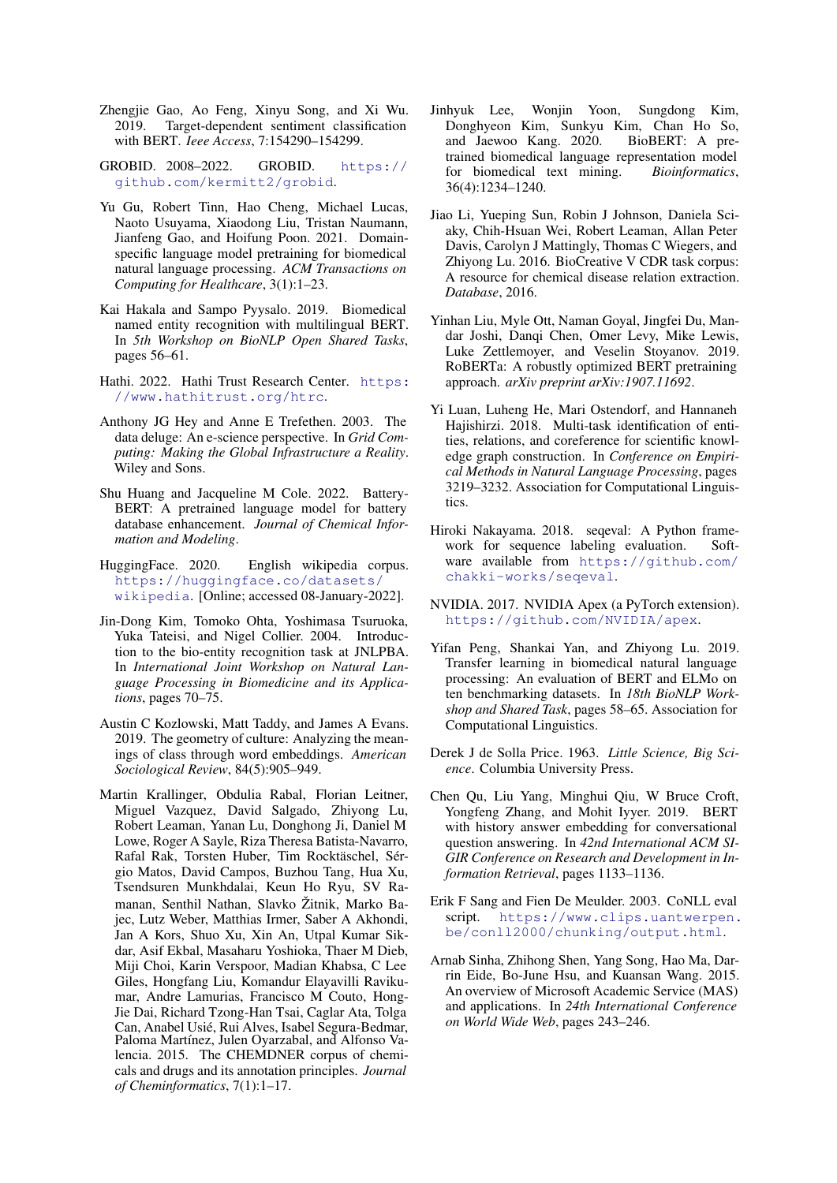Zhengjie Gao, Ao Feng, Xinyu Song, and Xi Wu. 2019. Target-dependent sentiment classification with BERT. *Ieee Access*, 7:154290–154299.

GROBID. 2008–2022. GROBID. https://github.com/kermitt2/grobid.

Yu Gu, Robert Tinn, Hao Cheng, Michael Lucas, Naoto Usuyama, Xiaodong Liu, Tristan Naumann, Jianfeng Gao, and Hoifung Poon. 2021. Domain-specific language model pretraining for biomedical natural language processing. *ACM Transactions on Computing for Healthcare*, 3(1):1–23.

Kai Hakala and Sampo Pyysalo. 2019. Biomedical named entity recognition with multilingual BERT. In *5th Workshop on BioNLP Open Shared Tasks*, pages 56–61.

Hathi. 2022. Hathi Trust Research Center. https://www.hathitrust.org/htrc.

Anthony JG Hey and Anne E Trefethen. 2003. The data deluge: An e-science perspective. In *Grid Computing: Making the Global Infrastructure a Reality*. Wiley and Sons.

Shu Huang and Jacqueline M Cole. 2022. Battery-BERT: A pretrained language model for battery database enhancement. *Journal of Chemical Information and Modeling*.

HuggingFace. 2020. English wikipedia corpus. https://huggingface.co/datasets/wikipedia. [Online; accessed 08-January-2022].

Jin-Dong Kim, Tomoko Ohta, Yoshimasa Tsuruoka, Yuka Tateisi, and Nigel Collier. 2004. Introduction to the bio-entity recognition task at JNLPBA. In *International Joint Workshop on Natural Language Processing in Biomedicine and its Applications*, pages 70–75.

Austin C Kozlowski, Matt Taddy, and James A Evans. 2019. The geometry of culture: Analyzing the meanings of class through word embeddings. *American Sociological Review*, 84(5):905–949.

Martin Krallinger, Obdulia Rabal, Florian Leitner, Miguel Vazquez, David Salgado, Zhiyong Lu, Robert Leaman, Yanan Lu, Donghong Ji, Daniel M Lowe, Roger A Sayle, Riza Theresa Batista-Navarro, Rafal Rak, Torsten Huber, Tim Rocktäschel, Sérgio Matos, David Campos, Buzhou Tang, Hua Xu, Tsendsuren Munkhdalai, Keun Ho Ryu, SV Ramanan, Senthil Nathan, Slavko Žitnik, Marko Bajec, Lutz Weber, Matthias Irmer, Saber A Akhondi, Jan A Kors, Shuo Xu, Xin An, Utpal Kumar Sikdar, Asif Ekbal, Masaharu Yoshioka, Thaer M Dieb, Miji Choi, Karin Verspoor, Madian Khabsa, C Lee Giles, Hongfang Liu, Komandur Elayavilli Ravikumar, Andre Lamurias, Francisco M Couto, Hong-Jie Dai, Richard Tzong-Han Tsai, Caglar Ata, Tolga Can, Anabel Usié, Rui Alves, Isabel Segura-Bedmar, Paloma Martínez, Julen Oyarzabal, and Alfonso Valencia. 2015. The CHEMDNER corpus of chemicals and drugs and its annotation principles. *Journal of Cheminformatics*, 7(1):1–17.

Jinhyuk Lee, Wonjin Yoon, Sungdong Kim, Donghyeon Kim, Sunkyu Kim, Chan Ho So, and Jaewoo Kang. 2020. BioBERT: A pre-trained biomedical language representation model for biomedical text mining. *Bioinformatics*, 36(4):1234–1240.

Jiao Li, Yueping Sun, Robin J Johnson, Daniela Sciaky, Chih-Hsuan Wei, Robert Leaman, Allan Peter Davis, Carolyn J Mattingly, Thomas C Wiegers, and Zhiyong Lu. 2016. BioCreative V CDR task corpus: A resource for chemical disease relation extraction. *Database*, 2016.

Yinhan Liu, Myle Ott, Naman Goyal, Jingfei Du, Mandar Joshi, Danqi Chen, Omer Levy, Mike Lewis, Luke Zettlemoyer, and Veselin Stoyanov. 2019. RoBERTa: A robustly optimized BERT pretraining approach. *arXiv preprint arXiv:1907.11692*.

Yi Luan, Luheng He, Mari Ostendorf, and Hannaneh Hajishirzi. 2018. Multi-task identification of entities, relations, and coreference for scientific knowledge graph construction. In *Conference on Empirical Methods in Natural Language Processing*, pages 3219–3232. Association for Computational Linguistics.

Hiroki Nakayama. 2018. seqeval: A Python framework for sequence labeling evaluation. Software available from https://github.com/chakki-works/seqeval.

NVIDIA. 2017. NVIDIA Apex (a PyTorch extension). https://github.com/NVIDIA/apex.

Yifan Peng, Shankai Yan, and Zhiyong Lu. 2019. Transfer learning in biomedical natural language processing: An evaluation of BERT and ELMo on ten benchmarking datasets. In *18th BioNLP Workshop and Shared Task*, pages 58–65. Association for Computational Linguistics.

Derek J de Solla Price. 1963. *Little Science, Big Science*. Columbia University Press.

Chen Qu, Liu Yang, Minghui Qiu, W Bruce Croft, Yongfeng Zhang, and Mohit Iyyer. 2019. BERT with history answer embedding for conversational question answering. In *42nd International ACM SIGIR Conference on Research and Development in Information Retrieval*, pages 1133–1136.

Erik F Sang and Fien De Meulder. 2003. CoNLL eval script. https://www.clips.uantwerpen.be/conll2000/chunking/output.html.

Arnab Sinha, Zhihong Shen, Yang Song, Hao Ma, Darrin Eide, Bo-June Hsu, and Kuansan Wang. 2015. An overview of Microsoft Academic Service (MAS) and applications. In *24th International Conference on World Wide Web*, pages 243–246.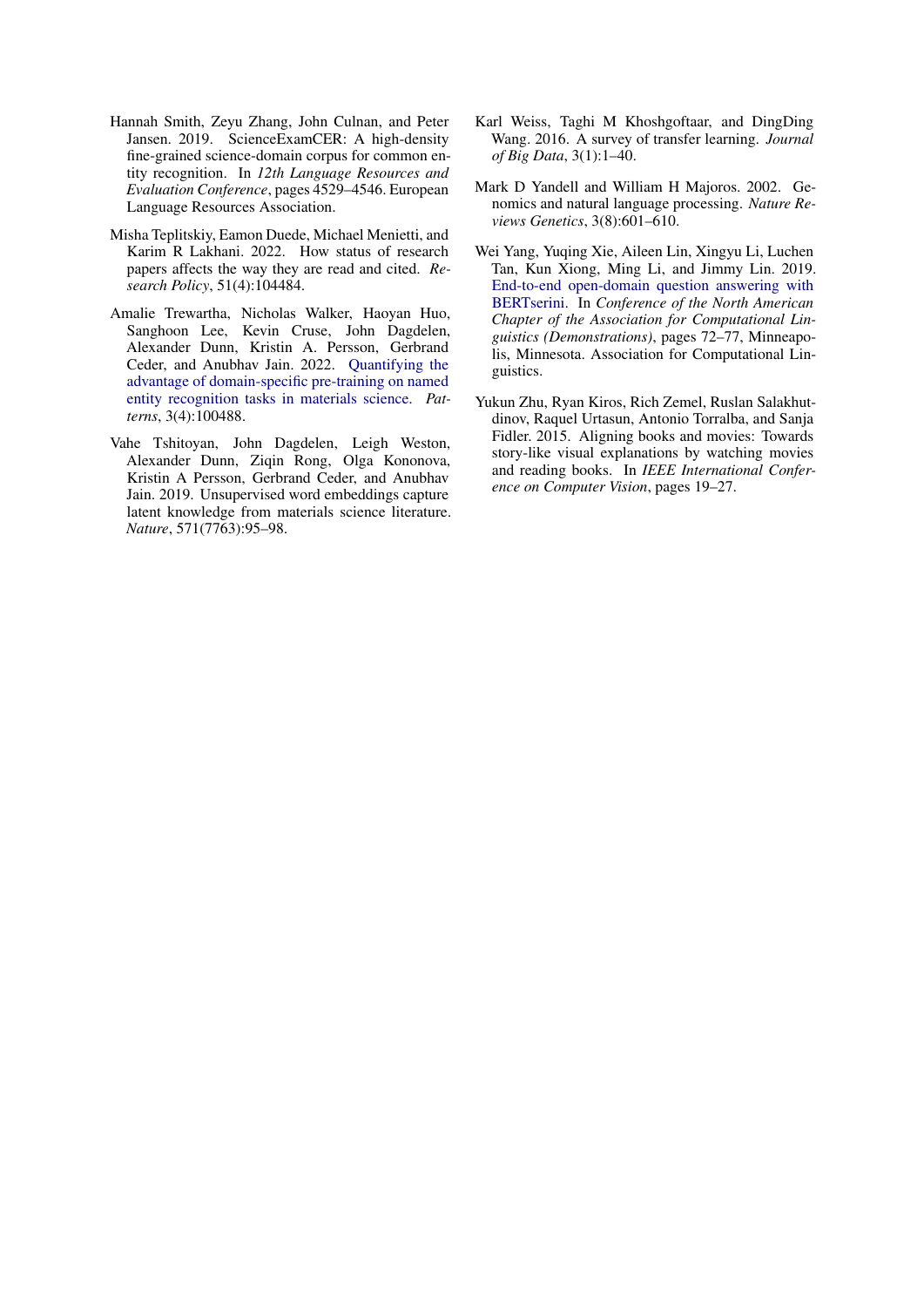Hannah Smith, Zeyu Zhang, John Culnan, and Peter Jansen. 2019. ScienceExamCER: A high-density fine-grained science-domain corpus for common entity recognition. In *12th Language Resources and Evaluation Conference*, pages 4529–4546. European Language Resources Association.

Misha Teplitskiy, Eamon Duede, Michael Menietti, and Karim R Lakhani. 2022. How status of research papers affects the way they are read and cited. *Research Policy*, 51(4):104484.

Amalie Trewartha, Nicholas Walker, Haoyan Huo, Sanghoon Lee, Kevin Cruse, John Dagdelen, Alexander Dunn, Kristin A. Persson, Gerbrand Ceder, and Anubhav Jain. 2022. Quantifying the advantage of domain-specific pre-training on named entity recognition tasks in materials science. *Patterns*, 3(4):100488.

Vahe Tshitoyan, John Dagdelen, Leigh Weston, Alexander Dunn, Ziqin Rong, Olga Kononova, Kristin A Persson, Gerbrand Ceder, and Anubhav Jain. 2019. Unsupervised word embeddings capture latent knowledge from materials science literature. *Nature*, 571(7763):95–98.

Karl Weiss, Taghi M Khoshgoftaar, and DingDing Wang. 2016. A survey of transfer learning. *Journal of Big Data*, 3(1):1–40.

Mark D Yandell and William H Majoros. 2002. Genomics and natural language processing. *Nature Reviews Genetics*, 3(8):601–610.

Wei Yang, Yuqing Xie, Aileen Lin, Xingyu Li, Luchen Tan, Kun Xiong, Ming Li, and Jimmy Lin. 2019. End-to-end open-domain question answering with BERTserini. In *Conference of the North American Chapter of the Association for Computational Linguistics (Demonstrations)*, pages 72–77, Minneapolis, Minnesota. Association for Computational Linguistics.

Yukun Zhu, Ryan Kiros, Rich Zemel, Ruslan Salakhutdinov, Raquel Urtasun, Antonio Torralba, and Sanja Fidler. 2015. Aligning books and movies: Towards story-like visual explanations by watching movies and reading books. In *IEEE International Conference on Computer Vision*, pages 19–27.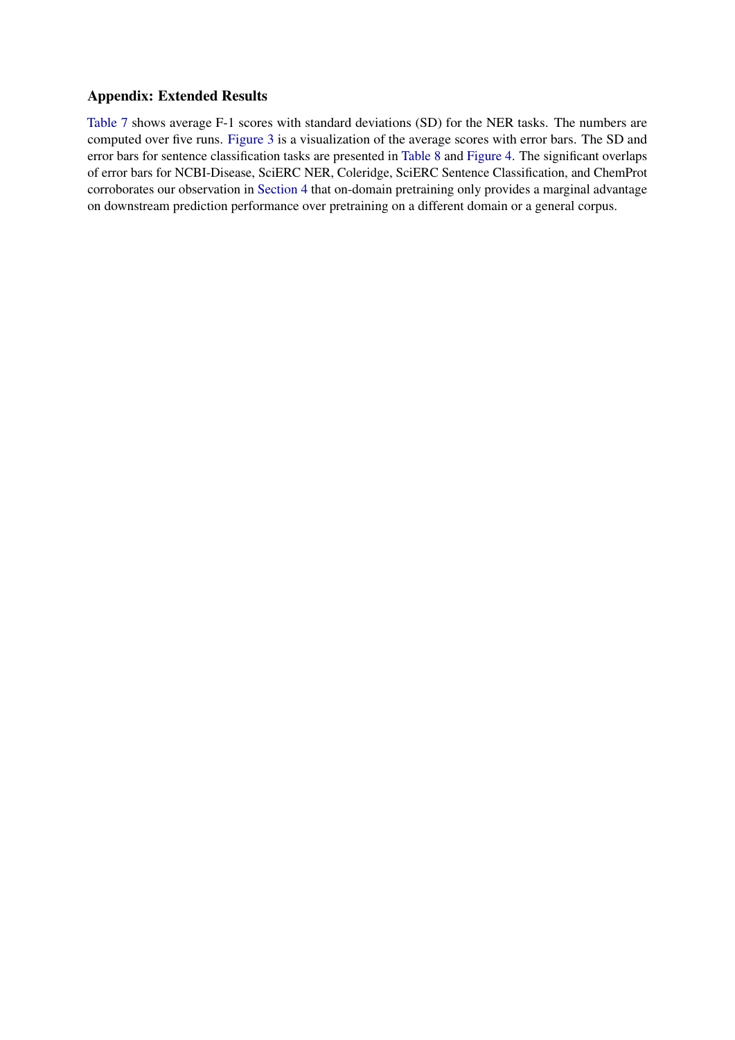## Appendix: Extended Results

Table 7 shows average F-1 scores with standard deviations (SD) for the NER tasks. The numbers are computed over five runs. Figure 3 is a visualization of the average scores with error bars. The SD and error bars for sentence classification tasks are presented in Table 8 and Figure 4. The significant overlaps of error bars for NCBI-Disease, SciERC NER, Coleridge, SciERC Sentence Classification, and ChemProt corroborates our observation in Section 4 that on-domain pretraining only provides a marginal advantage on downstream prediction performance over pretraining on a different domain or a general corpus.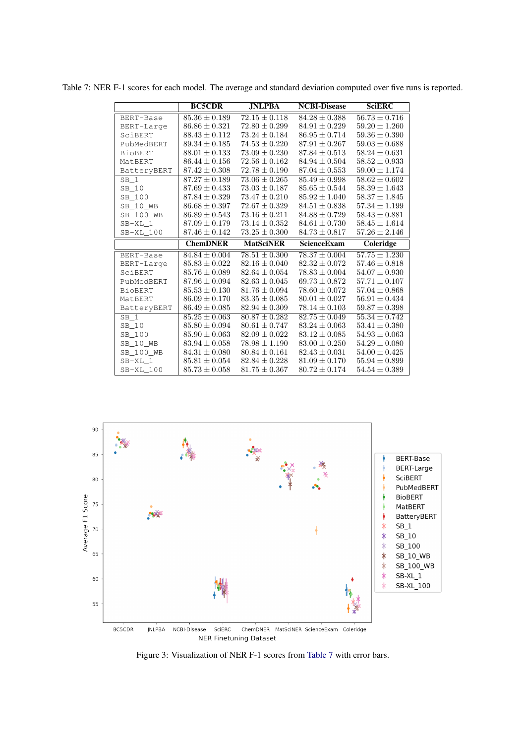Table 7: NER F-1 scores for each model. The average and standard deviation computed over five runs is reported.

| | BC5CDR | JNLPBA | NCBI-Disease | SciERC |
|---|---|---|---|---|
| BERT-Base | $85.36 \pm 0.189$ | $72.15 \pm 0.118$ | $84.28 \pm 0.388$ | $56.73 \pm 0.716$ |
| BERT-Large | $86.86 \pm 0.321$ | $72.80 \pm 0.299$ | $84.91 \pm 0.229$ | $59.20 \pm 1.260$ |
| SciBERT | $88.43 \pm 0.112$ | $73.24 \pm 0.184$ | $86.95 \pm 0.714$ | $59.36 \pm 0.390$ |
| PubMedBERT | $89.34 \pm 0.185$ | $74.53 \pm 0.220$ | $87.91 \pm 0.267$ | $59.03 \pm 0.688$ |
| BioBERT | $88.01 \pm 0.133$ | $73.09 \pm 0.230$ | $87.84 \pm 0.513$ | $58.24 \pm 0.631$ |
| MatBERT | $86.44 \pm 0.156$ | $72.56 \pm 0.162$ | $84.94 \pm 0.504$ | $58.52 \pm 0.933$ |
| BatteryBERT | $87.42 \pm 0.308$ | $72.78 \pm 0.190$ | $87.04 \pm 0.553$ | $59.00 \pm 1.174$ |
| SB_1 | $87.27 \pm 0.189$ | $73.06 \pm 0.265$ | $85.49 \pm 0.998$ | $58.62 \pm 0.602$ |
| SB_10 | $87.69 \pm 0.433$ | $73.03 \pm 0.187$ | $85.65 \pm 0.544$ | $58.39 \pm 1.643$ |
| SB_100 | $87.84 \pm 0.329$ | $73.47 \pm 0.210$ | $85.92 \pm 1.040$ | $58.37 \pm 1.845$ |
| SB_10_WB | $86.68 \pm 0.397$ | $72.67 \pm 0.329$ | $84.51 \pm 0.838$ | $57.34 \pm 1.199$ |
| SB_100_WB | $86.89 \pm 0.543$ | $73.16 \pm 0.211$ | $84.88 \pm 0.729$ | $58.43 \pm 0.881$ |
| SB-XL_1 | $87.09 \pm 0.179$ | $73.14 \pm 0.352$ | $84.61 \pm 0.730$ | $58.45 \pm 1.614$ |
| SB-XL_100 | $87.46 \pm 0.142$ | $73.25 \pm 0.300$ | $84.73 \pm 0.817$ | $57.26 \pm 2.146$ |

| | ChemDNER | MatSciNER | ScienceExam | Coleridge |
|---|---|---|---|---|
| BERT-Base | $84.84 \pm 0.004$ | $78.51 \pm 0.300$ | $78.37 \pm 0.004$ | $57.75 \pm 1.230$ |
| BERT-Large | $85.83 \pm 0.022$ | $82.16 \pm 0.040$ | $82.32 \pm 0.072$ | $57.46 \pm 0.818$ |
| SciBERT | $85.76 \pm 0.089$ | $82.64 \pm 0.054$ | $78.83 \pm 0.004$ | $54.07 \pm 0.930$ |
| PubMedBERT | $87.96 \pm 0.094$ | $82.63 \pm 0.045$ | $69.73 \pm 0.872$ | $57.71 \pm 0.107$ |
| BioBERT | $85.53 \pm 0.130$ | $81.76 \pm 0.094$ | $78.60 \pm 0.072$ | $57.04 \pm 0.868$ |
| MatBERT | $86.09 \pm 0.170$ | $83.35 \pm 0.085$ | $80.01 \pm 0.027$ | $56.91 \pm 0.434$ |
| BatteryBERT | $86.49 \pm 0.085$ | $82.94 \pm 0.309$ | $78.14 \pm 0.103$ | $59.87 \pm 0.398$ |
| SB_1 | $85.25 \pm 0.063$ | $80.87 \pm 0.282$ | $82.75 \pm 0.049$ | $55.34 \pm 0.742$ |
| SB_10 | $85.80 \pm 0.094$ | $80.61 \pm 0.747$ | $83.24 \pm 0.063$ | $53.41 \pm 0.380$ |
| SB_100 | $85.90 \pm 0.063$ | $82.09 \pm 0.022$ | $83.12 \pm 0.085$ | $54.93 \pm 0.063$ |
| SB_10_WB | $83.94 \pm 0.058$ | $78.98 \pm 1.190$ | $83.00 \pm 0.250$ | $54.29 \pm 0.080$ |
| SB_100_WB | $84.31 \pm 0.080$ | $80.84 \pm 0.161$ | $82.43 \pm 0.031$ | $54.00 \pm 0.425$ |
| SB-XL_1 | $85.81 \pm 0.054$ | $82.84 \pm 0.228$ | $81.09 \pm 0.170$ | $55.94 \pm 0.899$ |
| SB-XL_100 | $85.73 \pm 0.058$ | $81.75 \pm 0.367$ | $80.72 \pm 0.174$ | $54.54 \pm 0.389$ |

Figure 3: Visualization of NER F-1 scores from Table 7 with error bars.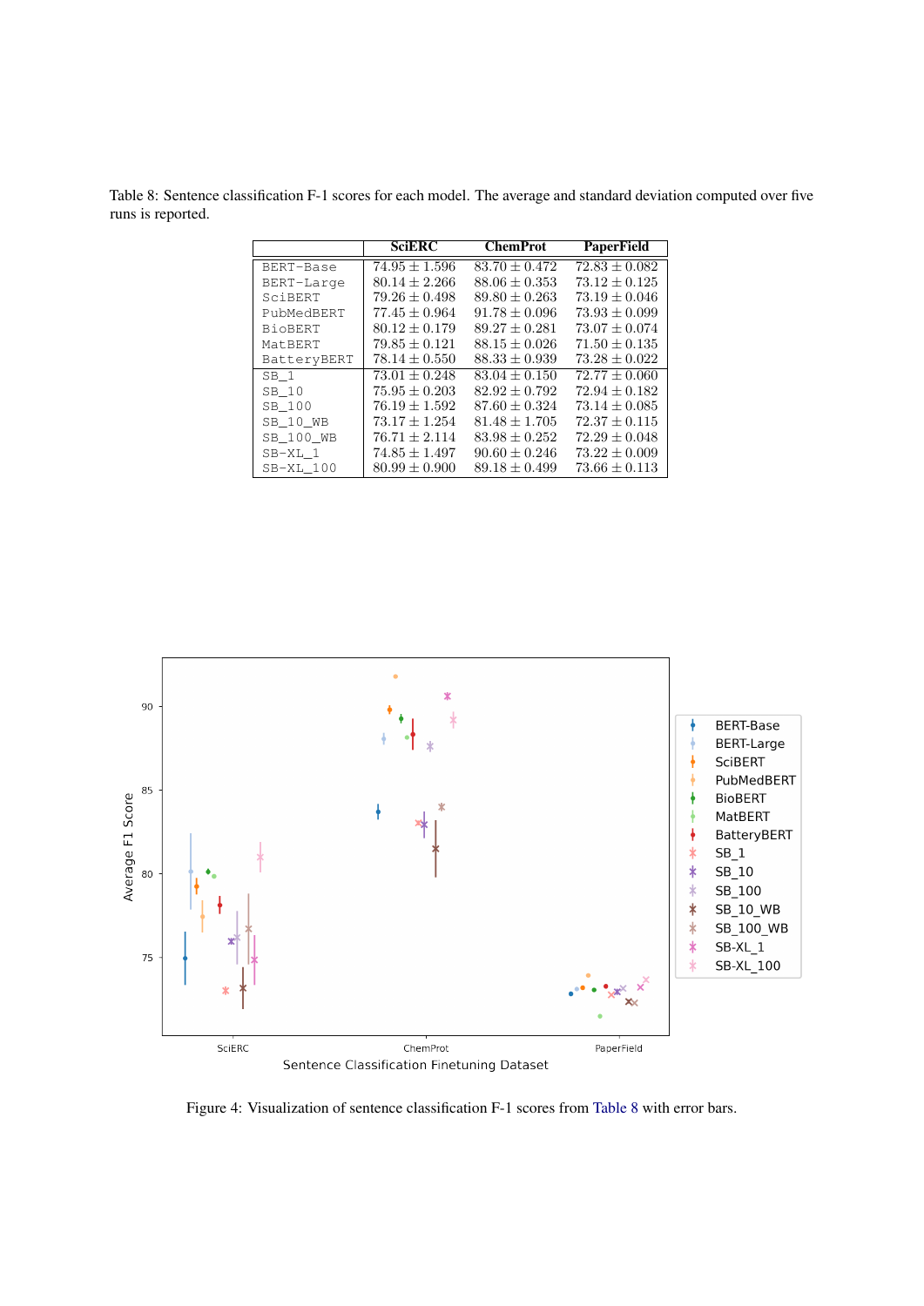Table 8: Sentence classification F-1 scores for each model. The average and standard deviation computed over five runs is reported.

| | SciERC | ChemProt | PaperField |
|---|---|---|---|
| BERT-Base | $74.95 \pm 1.596$ | $83.70 \pm 0.472$ | $72.83 \pm 0.082$ |
| BERT-Large | $80.14 \pm 2.266$ | $88.06 \pm 0.353$ | $73.12 \pm 0.125$ |
| SciBERT | $79.26 \pm 0.498$ | $89.80 \pm 0.263$ | $73.19 \pm 0.046$ |
| PubMedBERT | $77.45 \pm 0.964$ | $91.78 \pm 0.096$ | $73.93 \pm 0.099$ |
| BioBERT | $80.12 \pm 0.179$ | $89.27 \pm 0.281$ | $73.07 \pm 0.074$ |
| MatBERT | $79.85 \pm 0.121$ | $88.15 \pm 0.026$ | $71.50 \pm 0.135$ |
| BatteryBERT | $78.14 \pm 0.550$ | $88.33 \pm 0.939$ | $73.28 \pm 0.022$ |
| SB_1 | $73.01 \pm 0.248$ | $83.04 \pm 0.150$ | $72.77 \pm 0.060$ |
| SB_10 | $75.95 \pm 0.203$ | $82.92 \pm 0.792$ | $72.94 \pm 0.182$ |
| SB_100 | $76.19 \pm 1.592$ | $87.60 \pm 0.324$ | $73.14 \pm 0.085$ |
| SB_10_WB | $73.17 \pm 1.254$ | $81.48 \pm 1.705$ | $72.37 \pm 0.115$ |
| SB_100_WB | $76.71 \pm 2.114$ | $83.98 \pm 0.252$ | $72.29 \pm 0.048$ |
| SB-XL_1 | $74.85 \pm 1.497$ | $90.60 \pm 0.246$ | $73.22 \pm 0.009$ |
| SB-XL_100 | $80.99 \pm 0.900$ | $89.18 \pm 0.499$ | $73.66 \pm 0.113$ |

Average F1 Score

90
85
80
75

SciERC
ChemProt
PaperField

Sentence Classification Finetuning Dataset

BERT-Base
BERT-Large
SciBERT
PubMedBERT
BioBERT
MatBERT
BatteryBERT
SB_1
SB_10
SB_100
SB_10_WB
SB_100_WB
SB-XL_1
SB-XL_100

Figure 4: Visualization of sentence classification F-1 scores from Table 8 with error bars.